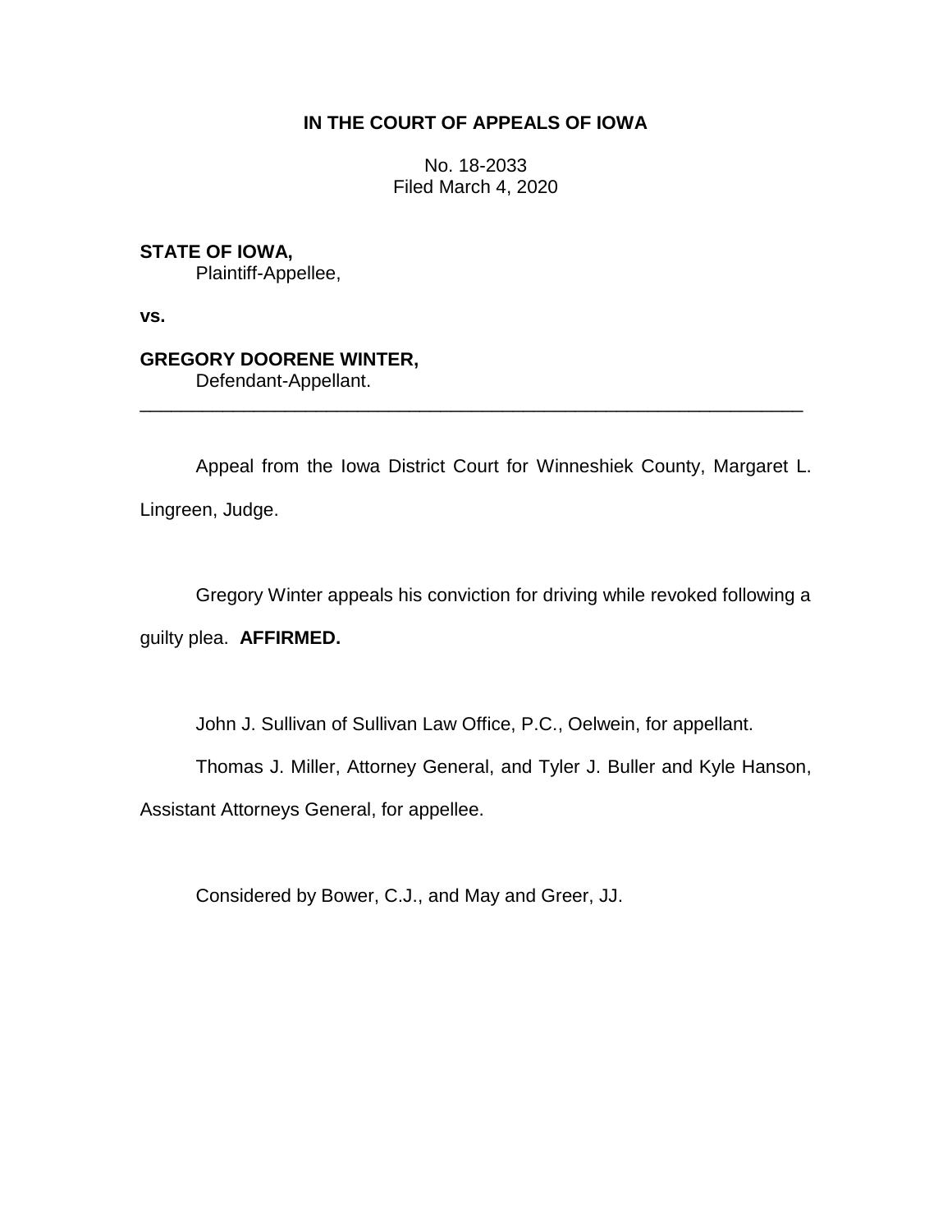**IN THE COURT OF APPEALS OF IOWA**

No. 18-2033
Filed March 4, 2020

**STATE OF IOWA,**
Plaintiff-Appellee,

**vs.**

**GREGORY DOORENE WINTER,**
Defendant-Appellant.

---

Appeal from the Iowa District Court for Winneshiek County, Margaret L. Lingreen, Judge.

Gregory Winter appeals his conviction for driving while revoked following a guilty plea. **AFFIRMED.**

John J. Sullivan of Sullivan Law Office, P.C., Oelwein, for appellant.

Thomas J. Miller, Attorney General, and Tyler J. Buller and Kyle Hanson, Assistant Attorneys General, for appellee.

Considered by Bower, C.J., and May and Greer, JJ.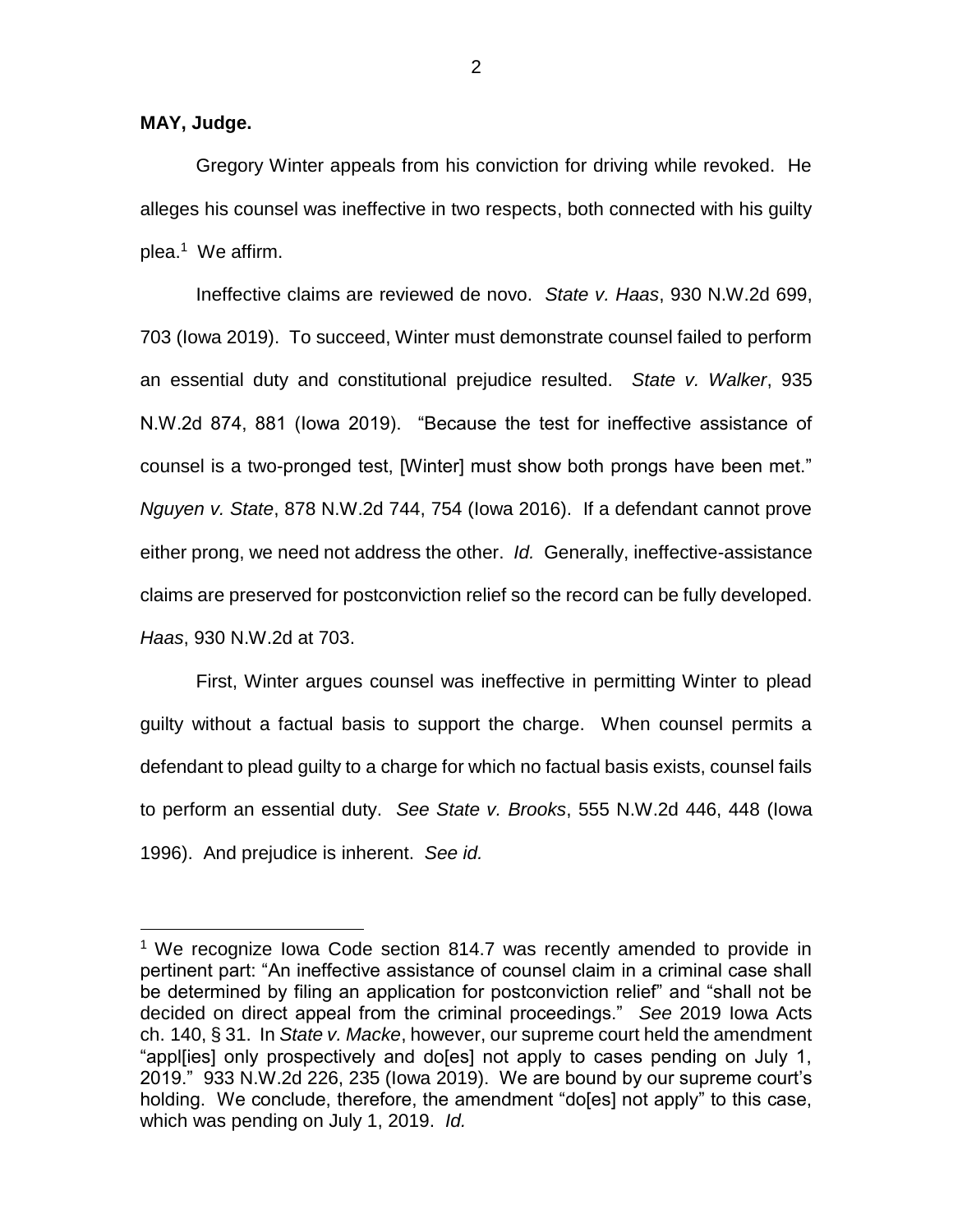**MAY, Judge.**

Gregory Winter appeals from his conviction for driving while revoked. He alleges his counsel was ineffective in two respects, both connected with his guilty plea.[1] We affirm.

Ineffective claims are reviewed de novo. *State v. Haas*, 930 N.W.2d 699, 703 (Iowa 2019). To succeed, Winter must demonstrate counsel failed to perform an essential duty and constitutional prejudice resulted. *State v. Walker*, 935 N.W.2d 874, 881 (Iowa 2019). "Because the test for ineffective assistance of counsel is a two-pronged test, [Winter] must show both prongs have been met." *Nguyen v. State*, 878 N.W.2d 744, 754 (Iowa 2016). If a defendant cannot prove either prong, we need not address the other. *Id.* Generally, ineffective-assistance claims are preserved for postconviction relief so the record can be fully developed. *Haas*, 930 N.W.2d at 703.

First, Winter argues counsel was ineffective in permitting Winter to plead guilty without a factual basis to support the charge. When counsel permits a defendant to plead guilty to a charge for which no factual basis exists, counsel fails to perform an essential duty. *See State v. Brooks*, 555 N.W.2d 446, 448 (Iowa 1996). And prejudice is inherent. *See id.*

---

[1] We recognize Iowa Code section 814.7 was recently amended to provide in pertinent part: "An ineffective assistance of counsel claim in a criminal case shall be determined by filing an application for postconviction relief" and "shall not be decided on direct appeal from the criminal proceedings." *See* 2019 Iowa Acts ch. 140, § 31. In *State v. Macke*, however, our supreme court held the amendment "appl[ies] only prospectively and do[es] not apply to cases pending on July 1, 2019." 933 N.W.2d 226, 235 (Iowa 2019). We are bound by our supreme court's holding. We conclude, therefore, the amendment "do[es] not apply" to this case, which was pending on July 1, 2019. *Id.*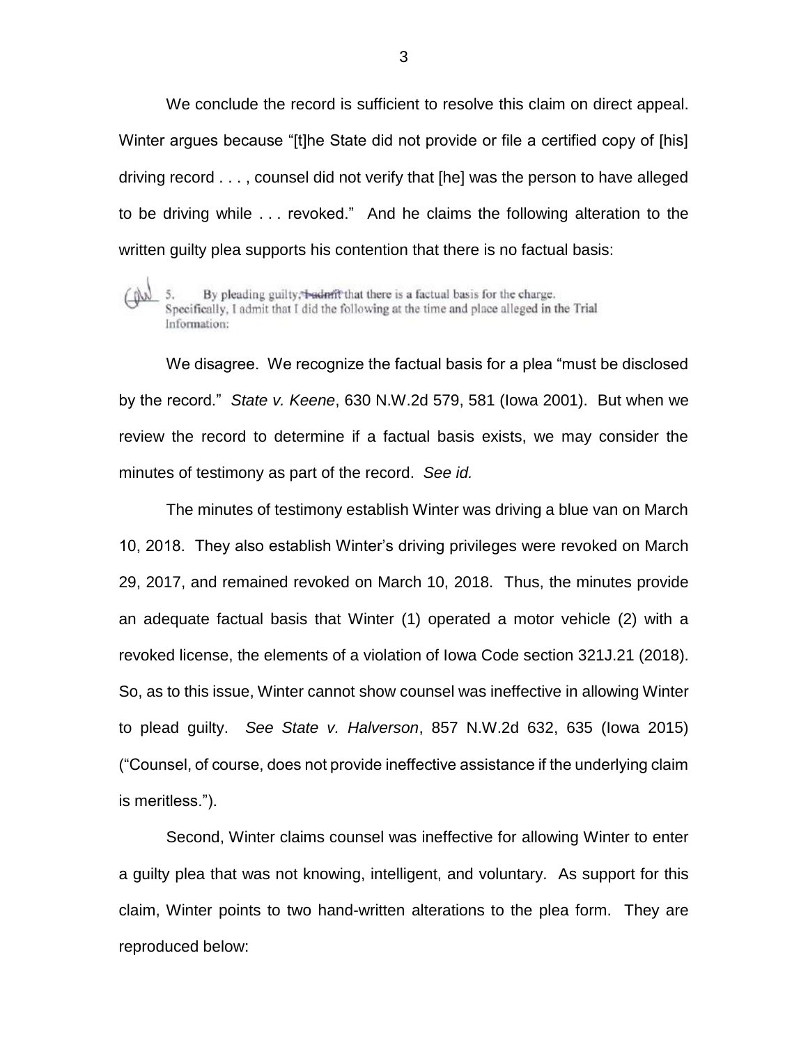We conclude the record is sufficient to resolve this claim on direct appeal. Winter argues because "[t]he State did not provide or file a certified copy of [his] driving record . . . , counsel did not verify that [he] was the person to have alleged to be driving while . . . revoked." And he claims the following alteration to the written guilty plea supports his contention that there is no factual basis:

> 5. By pleading guilty, ~~I admit~~ that there is a factual basis for the charge. Specifically, I admit that I did the following at the time and place alleged in the Trial Information:

We disagree. We recognize the factual basis for a plea "must be disclosed by the record." *State v. Keene*, 630 N.W.2d 579, 581 (Iowa 2001). But when we review the record to determine if a factual basis exists, we may consider the minutes of testimony as part of the record. *See id.*

The minutes of testimony establish Winter was driving a blue van on March 10, 2018. They also establish Winter's driving privileges were revoked on March 29, 2017, and remained revoked on March 10, 2018. Thus, the minutes provide an adequate factual basis that Winter (1) operated a motor vehicle (2) with a revoked license, the elements of a violation of Iowa Code section 321J.21 (2018). So, as to this issue, Winter cannot show counsel was ineffective in allowing Winter to plead guilty. *See State v. Halverson*, 857 N.W.2d 632, 635 (Iowa 2015) ("Counsel, of course, does not provide ineffective assistance if the underlying claim is meritless.").

Second, Winter claims counsel was ineffective for allowing Winter to enter a guilty plea that was not knowing, intelligent, and voluntary. As support for this claim, Winter points to two hand-written alterations to the plea form. They are reproduced below: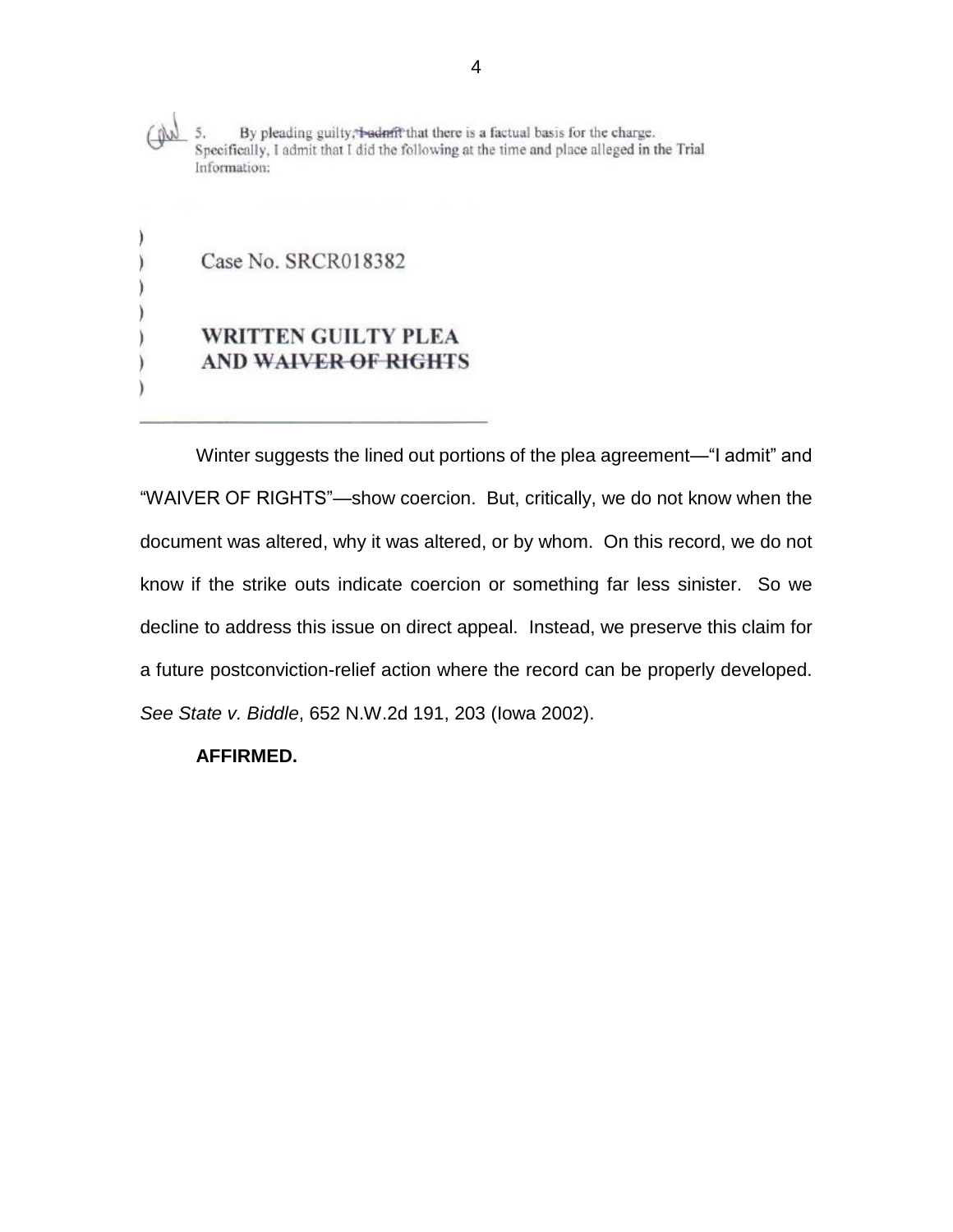5. By pleading guilty, ~~I admit~~ that there is a factual basis for the charge. Specifically, I admit that I did the following at the time and place alleged in the Trial Information:

)
) Case No. SRCR018382
)
)
) **WRITTEN GUILTY PLEA**
) **AND ~~WAIVER OF RIGHTS~~**
)

Winter suggests the lined out portions of the plea agreement—"I admit" and "WAIVER OF RIGHTS"—show coercion. But, critically, we do not know when the document was altered, why it was altered, or by whom. On this record, we do not know if the strike outs indicate coercion or something far less sinister. So we decline to address this issue on direct appeal. Instead, we preserve this claim for a future postconviction-relief action where the record can be properly developed. *See State v. Biddle*, 652 N.W.2d 191, 203 (Iowa 2002).

**AFFIRMED.**